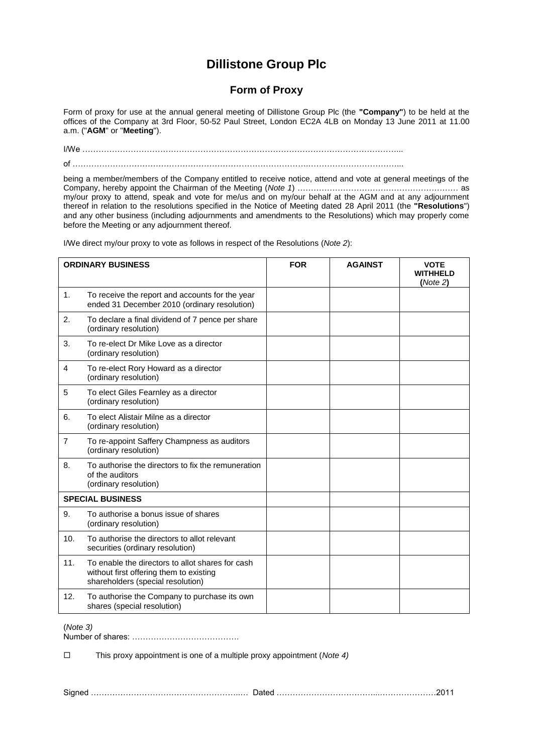# Dillistone Group Plc

## Form of Proxy

Form of proxy for use at the annual general meeting of Dillistone Group Plc (the **"Company"**) to be held at the offices of the Company at 3rd Floor, 50-52 Paul Street, London EC2A 4LB on Monday 13 June 2011 at 11.00 a.m. ("**AGM**" or "**Meeting**").

I/We …………………………………………………………………………………………………………...

of ……………………………………………………………………………….……………………………...

being a member/members of the Company entitled to receive notice, attend and vote at general meetings of the Company, hereby appoint the Chairman of the Meeting (*Note 1*) …………………………………………………… as my/our proxy to attend, speak and vote for me/us and on my/our behalf at the AGM and at any adjournment thereof in relation to the resolutions specified in the Notice of Meeting dated 28 April 2011 (the **"Resolutions"**) and any other business (including adjournments and amendments to the Resolutions) which may properly come before the Meeting or any adjournment thereof.

I/We direct my/our proxy to vote as follows in respect of the Resolutions (*Note 2*):

| **ORDINARY BUSINESS** | | **FOR** | **AGAINST** | **VOTE WITHHELD (*Note 2*)** |
|---|---|---|---|---|
| 1. | To receive the report and accounts for the year ended 31 December 2010 (ordinary resolution) | | | |
| 2. | To declare a final dividend of 7 pence per share (ordinary resolution) | | | |
| 3. | To re-elect Dr Mike Love as a director (ordinary resolution) | | | |
| 4 | To re-elect Rory Howard as a director (ordinary resolution) | | | |
| 5 | To elect Giles Fearnley as a director (ordinary resolution) | | | |
| 6. | To elect Alistair Milne as a director (ordinary resolution) | | | |
| 7 | To re-appoint Saffery Champness as auditors (ordinary resolution) | | | |
| 8. | To authorise the directors to fix the remuneration of the auditors (ordinary resolution) | | | |
| **SPECIAL BUSINESS** | | | | |
| 9. | To authorise a bonus issue of shares (ordinary resolution) | | | |
| 10. | To authorise the directors to allot relevant securities (ordinary resolution) | | | |
| 11. | To enable the directors to allot shares for cash without first offering them to existing shareholders (special resolution) | | | |
| 12. | To authorise the Company to purchase its own shares (special resolution) | | | |

(*Note 3)*
Number of shares: ………………………………….

☐ This proxy appointment is one of a multiple proxy appointment (*Note 4)*

Signed ………………………………………………..… Dated ………………………………...…………………2011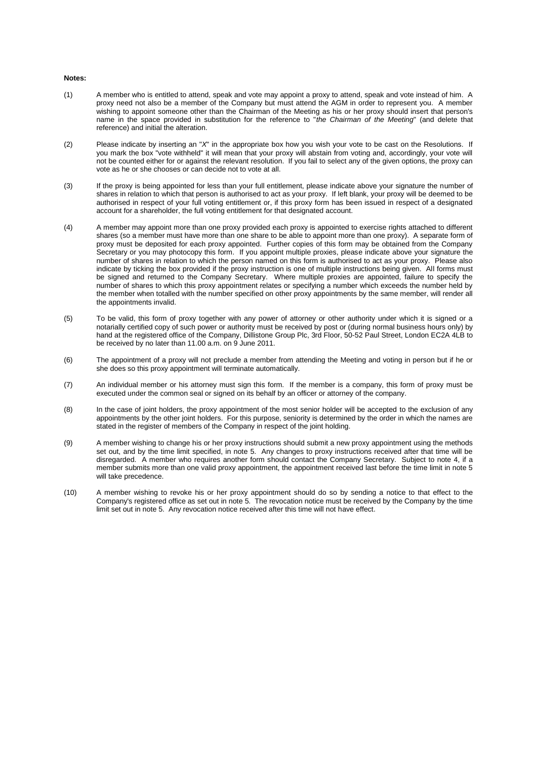**Notes:**

(1) A member who is entitled to attend, speak and vote may appoint a proxy to attend, speak and vote instead of him. A proxy need not also be a member of the Company but must attend the AGM in order to represent you. A member wishing to appoint someone other than the Chairman of the Meeting as his or her proxy should insert that person's name in the space provided in substitution for the reference to "*the Chairman of the Meeting*" (and delete that reference) and initial the alteration.

(2) Please indicate by inserting an "*X*" in the appropriate box how you wish your vote to be cast on the Resolutions. If you mark the box "vote withheld" it will mean that your proxy will abstain from voting and, accordingly, your vote will not be counted either for or against the relevant resolution. If you fail to select any of the given options, the proxy can vote as he or she chooses or can decide not to vote at all.

(3) If the proxy is being appointed for less than your full entitlement, please indicate above your signature the number of shares in relation to which that person is authorised to act as your proxy. If left blank, your proxy will be deemed to be authorised in respect of your full voting entitlement or, if this proxy form has been issued in respect of a designated account for a shareholder, the full voting entitlement for that designated account.

(4) A member may appoint more than one proxy provided each proxy is appointed to exercise rights attached to different shares (so a member must have more than one share to be able to appoint more than one proxy). A separate form of proxy must be deposited for each proxy appointed. Further copies of this form may be obtained from the Company Secretary or you may photocopy this form. If you appoint multiple proxies, please indicate above your signature the number of shares in relation to which the person named on this form is authorised to act as your proxy. Please also indicate by ticking the box provided if the proxy instruction is one of multiple instructions being given. All forms must be signed and returned to the Company Secretary. Where multiple proxies are appointed, failure to specify the number of shares to which this proxy appointment relates or specifying a number which exceeds the number held by the member when totalled with the number specified on other proxy appointments by the same member, will render all the appointments invalid.

(5) To be valid, this form of proxy together with any power of attorney or other authority under which it is signed or a notarially certified copy of such power or authority must be received by post or (during normal business hours only) by hand at the registered office of the Company, Dillistone Group Plc, 3rd Floor, 50-52 Paul Street, London EC2A 4LB to be received by no later than 11.00 a.m. on 9 June 2011.

(6) The appointment of a proxy will not preclude a member from attending the Meeting and voting in person but if he or she does so this proxy appointment will terminate automatically.

(7) An individual member or his attorney must sign this form. If the member is a company, this form of proxy must be executed under the common seal or signed on its behalf by an officer or attorney of the company.

(8) In the case of joint holders, the proxy appointment of the most senior holder will be accepted to the exclusion of any appointments by the other joint holders. For this purpose, seniority is determined by the order in which the names are stated in the register of members of the Company in respect of the joint holding.

(9) A member wishing to change his or her proxy instructions should submit a new proxy appointment using the methods set out, and by the time limit specified, in note 5. Any changes to proxy instructions received after that time will be disregarded. A member who requires another form should contact the Company Secretary. Subject to note 4, if a member submits more than one valid proxy appointment, the appointment received last before the time limit in note 5 will take precedence.

(10) A member wishing to revoke his or her proxy appointment should do so by sending a notice to that effect to the Company's registered office as set out in note 5. The revocation notice must be received by the Company by the time limit set out in note 5. Any revocation notice received after this time will not have effect.